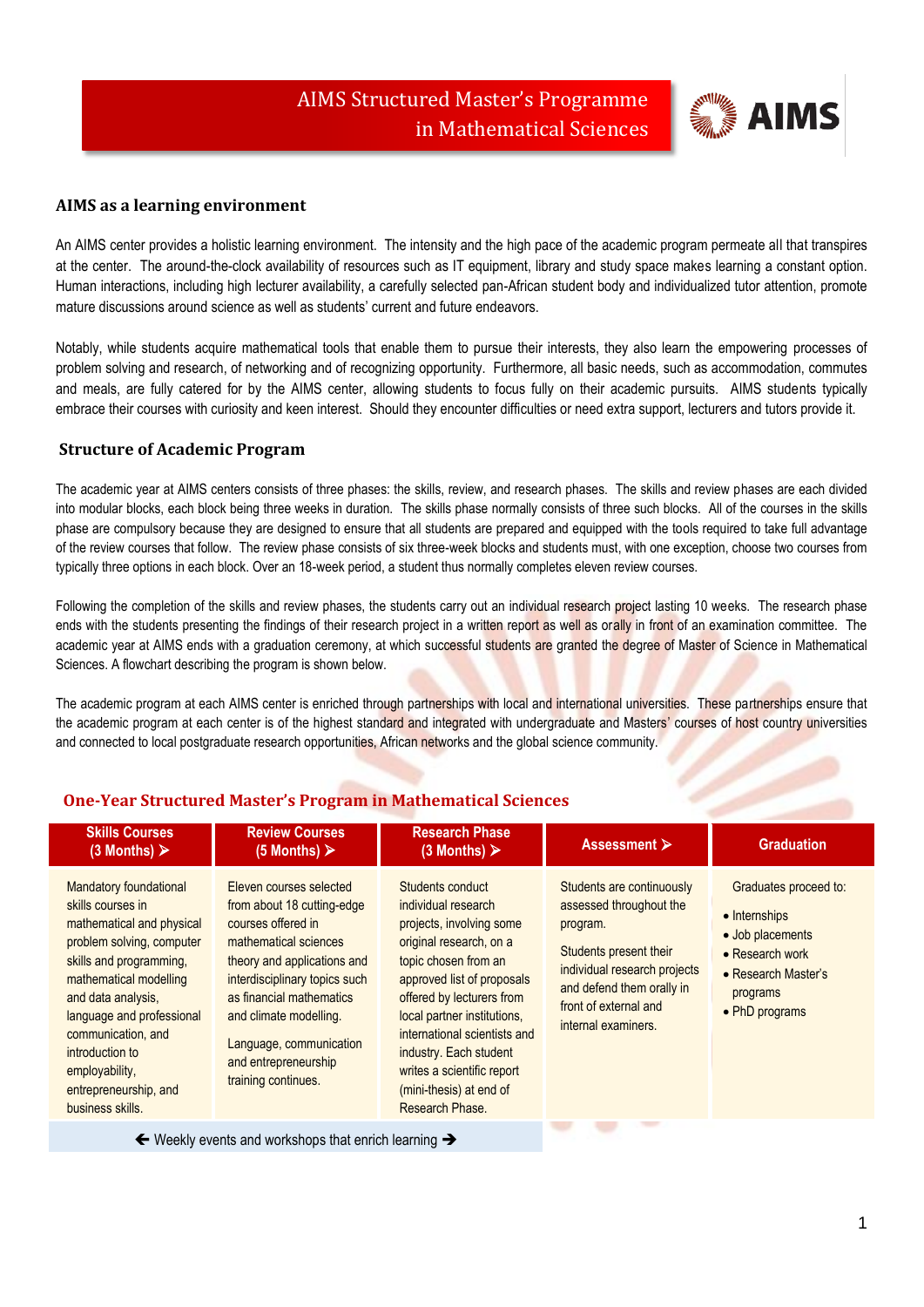# AIMS Structured Master's Programme in Mathematical Sciences

## AIMS as a learning environment

An AIMS center provides a holistic learning environment. The intensity and the high pace of the academic program permeate all that transpires at the center. The around-the-clock availability of resources such as IT equipment, library and study space makes learning a constant option. Human interactions, including high lecturer availability, a carefully selected pan-African student body and individualized tutor attention, promote mature discussions around science as well as students' current and future endeavors.

Notably, while students acquire mathematical tools that enable them to pursue their interests, they also learn the empowering processes of problem solving and research, of networking and of recognizing opportunity. Furthermore, all basic needs, such as accommodation, commutes and meals, are fully catered for by the AIMS center, allowing students to focus fully on their academic pursuits. AIMS students typically embrace their courses with curiosity and keen interest. Should they encounter difficulties or need extra support, lecturers and tutors provide it.

## Structure of Academic Program

The academic year at AIMS centers consists of three phases: the skills, review, and research phases. The skills and review phases are each divided into modular blocks, each block being three weeks in duration. The skills phase normally consists of three such blocks. All of the courses in the skills phase are compulsory because they are designed to ensure that all students are prepared and equipped with the tools required to take full advantage of the review courses that follow. The review phase consists of six three-week blocks and students must, with one exception, choose two courses from typically three options in each block. Over an 18-week period, a student thus normally completes eleven review courses.

Following the completion of the skills and review phases, the students carry out an individual research project lasting 10 weeks. The research phase ends with the students presenting the findings of their research project in a written report as well as orally in front of an examination committee. The academic year at AIMS ends with a graduation ceremony, at which successful students are granted the degree of Master of Science in Mathematical Sciences. A flowchart describing the program is shown below.

The academic program at each AIMS center is enriched through partnerships with local and international universities. These partnerships ensure that the academic program at each center is of the highest standard and integrated with undergraduate and Masters' courses of host country universities and connected to local postgraduate research opportunities, African networks and the global science community.

### One-Year Structured Master's Program in Mathematical Sciences

| Skills Courses (3 Months) ➤ | Review Courses (5 Months) ➤ | Research Phase (3 Months) ➤ | Assessment ➤ | Graduation |
|---|---|---|---|---|
| Mandatory foundational skills courses in mathematical and physical problem solving, computer skills and programming, mathematical modelling and data analysis, language and professional communication, and introduction to employability, entrepreneurship, and business skills. | Eleven courses selected from about 18 cutting-edge courses offered in mathematical sciences theory and applications and interdisciplinary topics such as financial mathematics and climate modelling.<br><br>Language, communication and entrepreneurship training continues. | Students conduct individual research projects, involving some original research, on a topic chosen from an approved list of proposals offered by lecturers from local partner institutions, international scientists and industry. Each student writes a scientific report (mini-thesis) at end of Research Phase. | Students are continuously assessed throughout the program.<br><br>Students present their individual research projects and defend them orally in front of external and internal examiners. | Graduates proceed to:<br><br>• Internships<br>• Job placements<br>• Research work<br>• Research Master's programs<br>• PhD programs |

🡐 Weekly events and workshops that enrich learning ➔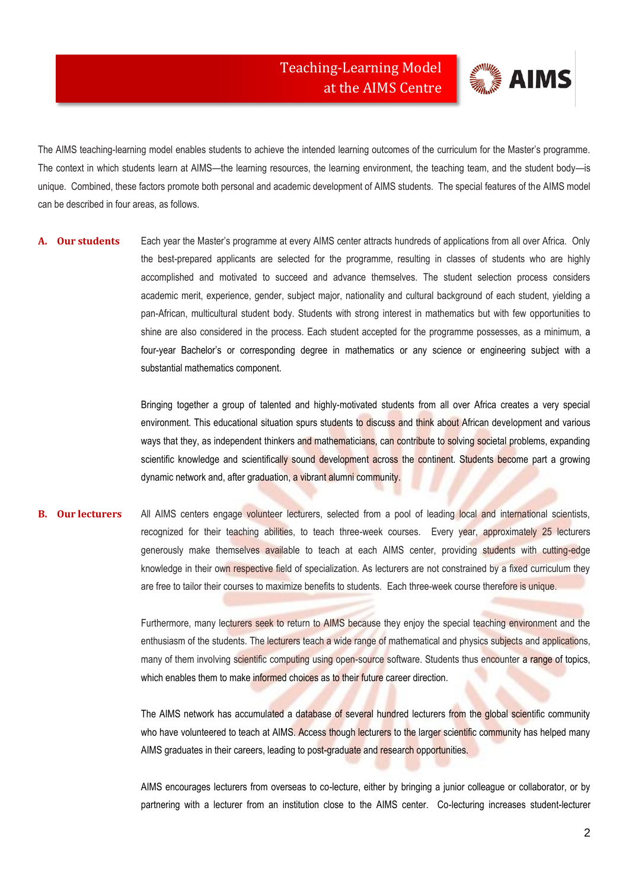The AIMS teaching-learning model enables students to achieve the intended learning outcomes of the curriculum for the Master's programme. The context in which students learn at AIMS—the learning resources, the learning environment, the teaching team, and the student body—is unique. Combined, these factors promote both personal and academic development of AIMS students. The special features of the AIMS model can be described in four areas, as follows.

## A. Our students

Each year the Master's programme at every AIMS center attracts hundreds of applications from all over Africa. Only the best-prepared applicants are selected for the programme, resulting in classes of students who are highly accomplished and motivated to succeed and advance themselves. The student selection process considers academic merit, experience, gender, subject major, nationality and cultural background of each student, yielding a pan-African, multicultural student body. Students with strong interest in mathematics but with few opportunities to shine are also considered in the process. Each student accepted for the programme possesses, as a minimum, a four-year Bachelor's or corresponding degree in mathematics or any science or engineering subject with a substantial mathematics component.

Bringing together a group of talented and highly-motivated students from all over Africa creates a very special environment. This educational situation spurs students to discuss and think about African development and various ways that they, as independent thinkers and mathematicians, can contribute to solving societal problems, expanding scientific knowledge and scientifically sound development across the continent. Students become part a growing dynamic network and, after graduation, a vibrant alumni community.

## B. Our lecturers

All AIMS centers engage volunteer lecturers, selected from a pool of leading local and international scientists, recognized for their teaching abilities, to teach three-week courses. Every year, approximately 25 lecturers generously make themselves available to teach at each AIMS center, providing students with cutting-edge knowledge in their own respective field of specialization. As lecturers are not constrained by a fixed curriculum they are free to tailor their courses to maximize benefits to students. Each three-week course therefore is unique.

Furthermore, many lecturers seek to return to AIMS because they enjoy the special teaching environment and the enthusiasm of the students. The lecturers teach a wide range of mathematical and physics subjects and applications, many of them involving scientific computing using open-source software. Students thus encounter a range of topics, which enables them to make informed choices as to their future career direction.

The AIMS network has accumulated a database of several hundred lecturers from the global scientific community who have volunteered to teach at AIMS. Access though lecturers to the larger scientific community has helped many AIMS graduates in their careers, leading to post-graduate and research opportunities.

AIMS encourages lecturers from overseas to co-lecture, either by bringing a junior colleague or collaborator, or by partnering with a lecturer from an institution close to the AIMS center. Co-lecturing increases student-lecturer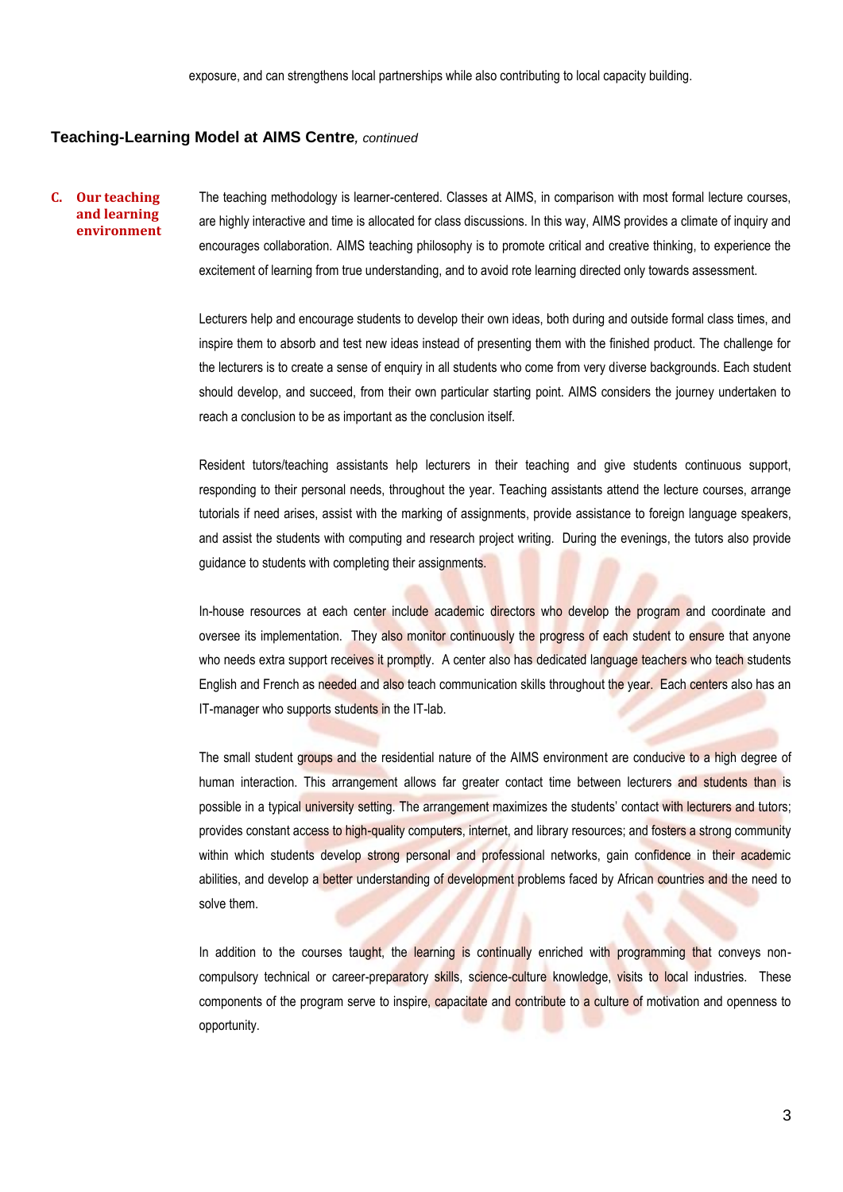exposure, and can strengthens local partnerships while also contributing to local capacity building.

## Teaching-Learning Model at AIMS Centre, *continued*

### C. Our teaching and learning environment

The teaching methodology is learner-centered. Classes at AIMS, in comparison with most formal lecture courses, are highly interactive and time is allocated for class discussions. In this way, AIMS provides a climate of inquiry and encourages collaboration. AIMS teaching philosophy is to promote critical and creative thinking, to experience the excitement of learning from true understanding, and to avoid rote learning directed only towards assessment.

Lecturers help and encourage students to develop their own ideas, both during and outside formal class times, and inspire them to absorb and test new ideas instead of presenting them with the finished product. The challenge for the lecturers is to create a sense of enquiry in all students who come from very diverse backgrounds. Each student should develop, and succeed, from their own particular starting point. AIMS considers the journey undertaken to reach a conclusion to be as important as the conclusion itself.

Resident tutors/teaching assistants help lecturers in their teaching and give students continuous support, responding to their personal needs, throughout the year. Teaching assistants attend the lecture courses, arrange tutorials if need arises, assist with the marking of assignments, provide assistance to foreign language speakers, and assist the students with computing and research project writing. During the evenings, the tutors also provide guidance to students with completing their assignments.

In-house resources at each center include academic directors who develop the program and coordinate and oversee its implementation. They also monitor continuously the progress of each student to ensure that anyone who needs extra support receives it promptly. A center also has dedicated language teachers who teach students English and French as needed and also teach communication skills throughout the year. Each centers also has an IT-manager who supports students in the IT-lab.

The small student groups and the residential nature of the AIMS environment are conducive to a high degree of human interaction. This arrangement allows far greater contact time between lecturers and students than is possible in a typical university setting. The arrangement maximizes the students' contact with lecturers and tutors; provides constant access to high-quality computers, internet, and library resources; and fosters a strong community within which students develop strong personal and professional networks, gain confidence in their academic abilities, and develop a better understanding of development problems faced by African countries and the need to solve them.

In addition to the courses taught, the learning is continually enriched with programming that conveys non-compulsory technical or career-preparatory skills, science-culture knowledge, visits to local industries. These components of the program serve to inspire, capacitate and contribute to a culture of motivation and openness to opportunity.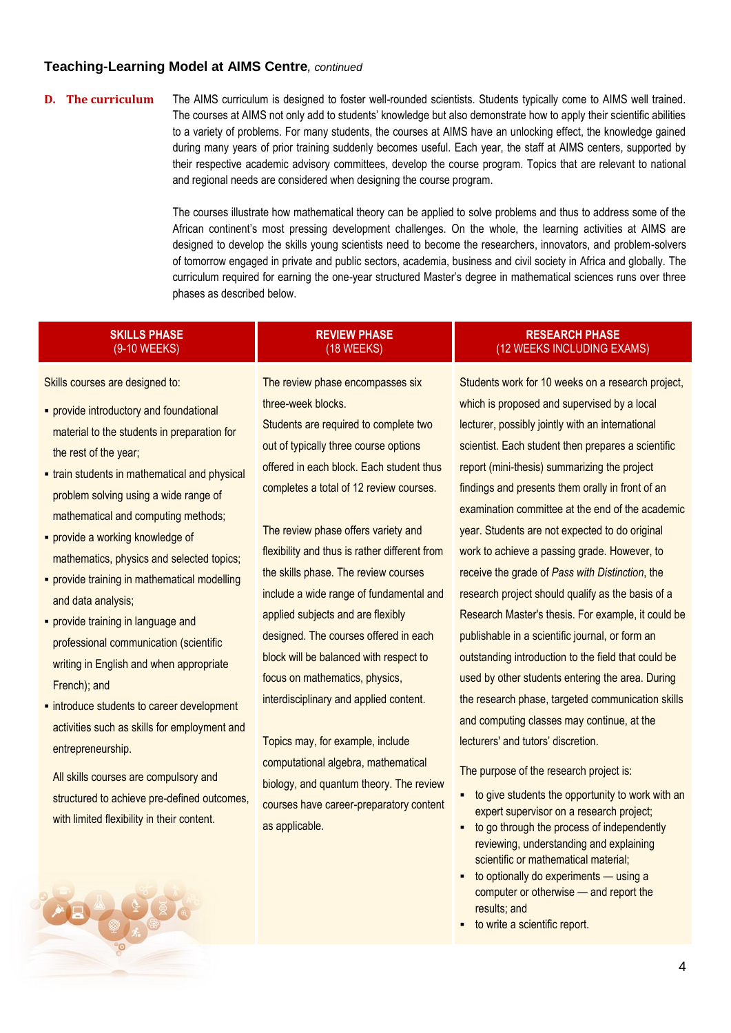## Teaching-Learning Model at AIMS Centre, *continued*

### D. The curriculum

The AIMS curriculum is designed to foster well-rounded scientists. Students typically come to AIMS well trained. The courses at AIMS not only add to students' knowledge but also demonstrate how to apply their scientific abilities to a variety of problems. For many students, the courses at AIMS have an unlocking effect, the knowledge gained during many years of prior training suddenly becomes useful. Each year, the staff at AIMS centers, supported by their respective academic advisory committees, develop the course program. Topics that are relevant to national and regional needs are considered when designing the course program.

The courses illustrate how mathematical theory can be applied to solve problems and thus to address some of the African continent's most pressing development challenges. On the whole, the learning activities at AIMS are designed to develop the skills young scientists need to become the researchers, innovators, and problem-solvers of tomorrow engaged in private and public sectors, academia, business and civil society in Africa and globally. The curriculum required for earning the one-year structured Master's degree in mathematical sciences runs over three phases as described below.

#### SKILLS PHASE (9-10 WEEKS)

Skills courses are designed to:

- provide introductory and foundational material to the students in preparation for the rest of the year;
- train students in mathematical and physical problem solving using a wide range of mathematical and computing methods;
- provide a working knowledge of mathematics, physics and selected topics;
- provide training in mathematical modelling and data analysis;
- provide training in language and professional communication (scientific writing in English and when appropriate French); and
- introduce students to career development activities such as skills for employment and entrepreneurship.

All skills courses are compulsory and structured to achieve pre-defined outcomes, with limited flexibility in their content.

#### REVIEW PHASE (18 WEEKS)

The review phase encompasses six three-week blocks. Students are required to complete two out of typically three course options offered in each block. Each student thus completes a total of 12 review courses.

The review phase offers variety and flexibility and thus is rather different from the skills phase. The review courses include a wide range of fundamental and applied subjects and are flexibly designed. The courses offered in each block will be balanced with respect to focus on mathematics, physics, interdisciplinary and applied content.

Topics may, for example, include computational algebra, mathematical biology, and quantum theory. The review courses have career-preparatory content as applicable.

#### RESEARCH PHASE (12 WEEKS INCLUDING EXAMS)

Students work for 10 weeks on a research project, which is proposed and supervised by a local lecturer, possibly jointly with an international scientist. Each student then prepares a scientific report (mini-thesis) summarizing the project findings and presents them orally in front of an examination committee at the end of the academic year. Students are not expected to do original work to achieve a passing grade. However, to receive the grade of *Pass with Distinction*, the research project should qualify as the basis of a Research Master's thesis. For example, it could be publishable in a scientific journal, or form an outstanding introduction to the field that could be used by other students entering the area. During the research phase, targeted communication skills and computing classes may continue, at the lecturers' and tutors' discretion.

The purpose of the research project is:

- to give students the opportunity to work with an expert supervisor on a research project;
- to go through the process of independently reviewing, understanding and explaining scientific or mathematical material;
- to optionally do experiments — using a computer or otherwise — and report the results; and
- to write a scientific report.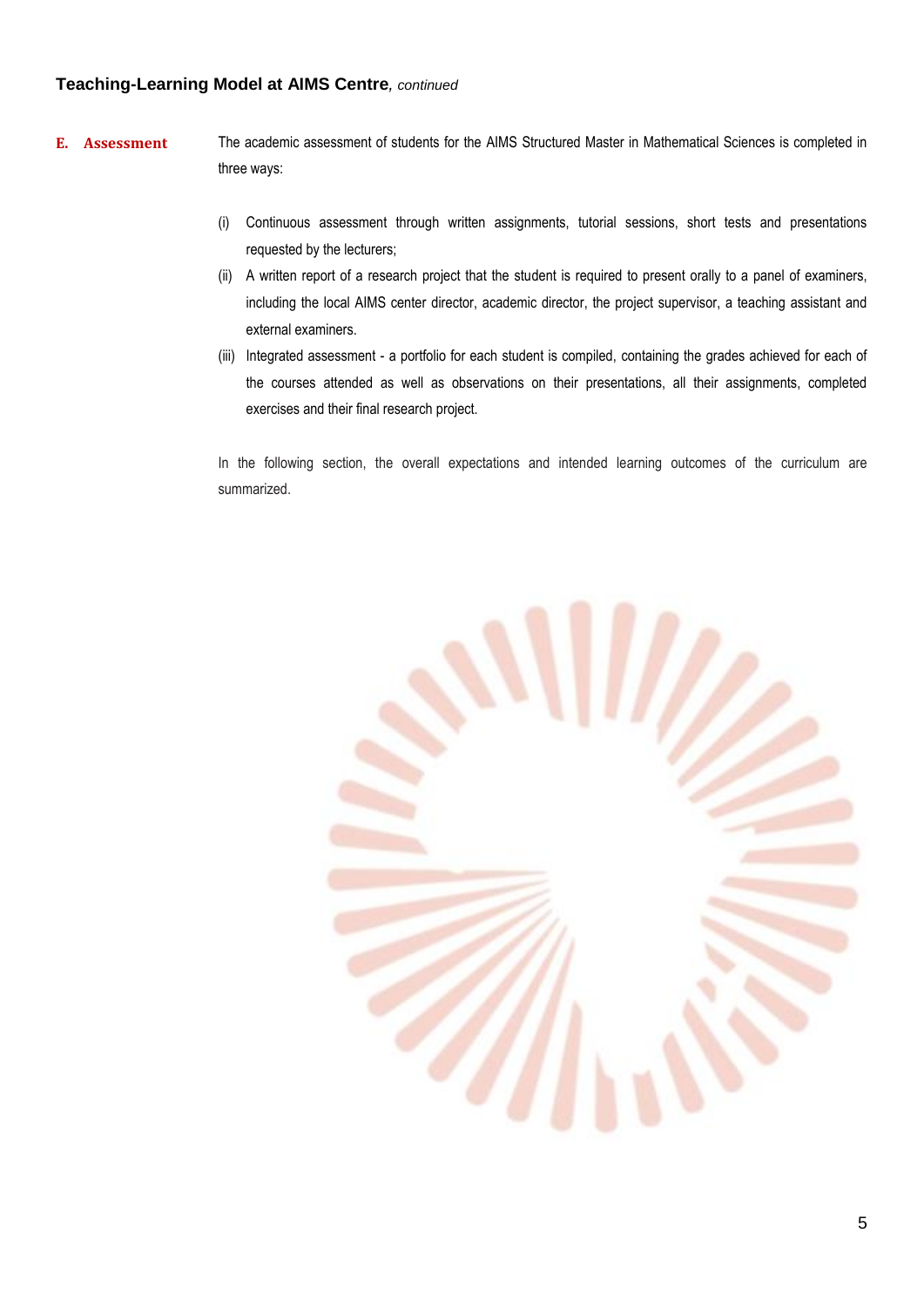## Teaching-Learning Model at AIMS Centre, *continued*

### E. Assessment

The academic assessment of students for the AIMS Structured Master in Mathematical Sciences is completed in three ways:

(i) Continuous assessment through written assignments, tutorial sessions, short tests and presentations requested by the lecturers;

(ii) A written report of a research project that the student is required to present orally to a panel of examiners, including the local AIMS center director, academic director, the project supervisor, a teaching assistant and external examiners.

(iii) Integrated assessment - a portfolio for each student is compiled, containing the grades achieved for each of the courses attended as well as observations on their presentations, all their assignments, completed exercises and their final research project.

In the following section, the overall expectations and intended learning outcomes of the curriculum are summarized.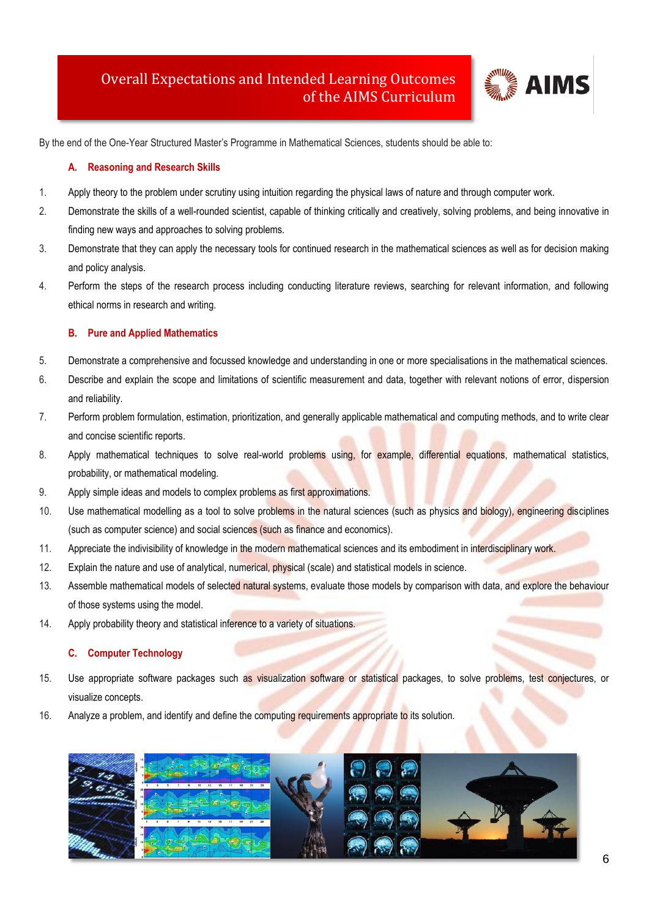# Overall Expectations and Intended Learning Outcomes of the AIMS Curriculum

By the end of the One-Year Structured Master's Programme in Mathematical Sciences, students should be able to:

## A. Reasoning and Research Skills

1. Apply theory to the problem under scrutiny using intuition regarding the physical laws of nature and through computer work.
2. Demonstrate the skills of a well-rounded scientist, capable of thinking critically and creatively, solving problems, and being innovative in finding new ways and approaches to solving problems.
3. Demonstrate that they can apply the necessary tools for continued research in the mathematical sciences as well as for decision making and policy analysis.
4. Perform the steps of the research process including conducting literature reviews, searching for relevant information, and following ethical norms in research and writing.

## B. Pure and Applied Mathematics

5. Demonstrate a comprehensive and focussed knowledge and understanding in one or more specialisations in the mathematical sciences.
6. Describe and explain the scope and limitations of scientific measurement and data, together with relevant notions of error, dispersion and reliability.
7. Perform problem formulation, estimation, prioritization, and generally applicable mathematical and computing methods, and to write clear and concise scientific reports.
8. Apply mathematical techniques to solve real-world problems using, for example, differential equations, mathematical statistics, probability, or mathematical modeling.
9. Apply simple ideas and models to complex problems as first approximations.
10. Use mathematical modelling as a tool to solve problems in the natural sciences (such as physics and biology), engineering disciplines (such as computer science) and social sciences (such as finance and economics).
11. Appreciate the indivisibility of knowledge in the modern mathematical sciences and its embodiment in interdisciplinary work.
12. Explain the nature and use of analytical, numerical, physical (scale) and statistical models in science.
13. Assemble mathematical models of selected natural systems, evaluate those models by comparison with data, and explore the behaviour of those systems using the model.
14. Apply probability theory and statistical inference to a variety of situations.

## C. Computer Technology

15. Use appropriate software packages such as visualization software or statistical packages, to solve problems, test conjectures, or visualize concepts.
16. Analyze a problem, and identify and define the computing requirements appropriate to its solution.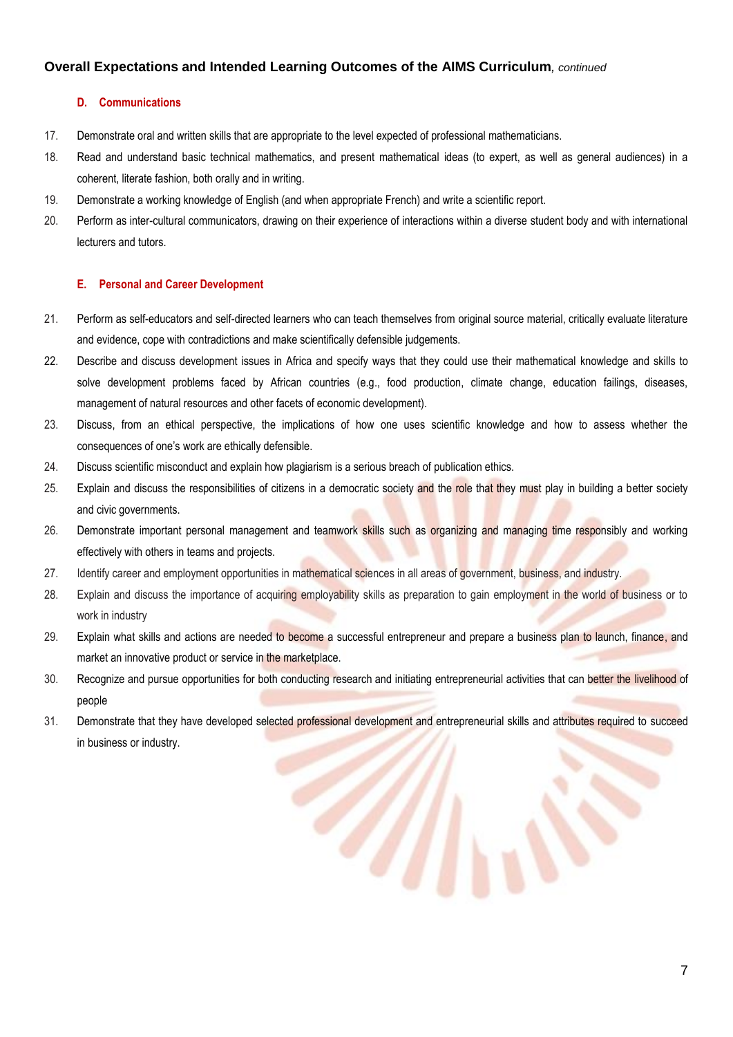**Overall Expectations and Intended Learning Outcomes of the AIMS Curriculum**, *continued*

### D. Communications

17. Demonstrate oral and written skills that are appropriate to the level expected of professional mathematicians.
18. Read and understand basic technical mathematics, and present mathematical ideas (to expert, as well as general audiences) in a coherent, literate fashion, both orally and in writing.
19. Demonstrate a working knowledge of English (and when appropriate French) and write a scientific report.
20. Perform as inter-cultural communicators, drawing on their experience of interactions within a diverse student body and with international lecturers and tutors.

### E. Personal and Career Development

21. Perform as self-educators and self-directed learners who can teach themselves from original source material, critically evaluate literature and evidence, cope with contradictions and make scientifically defensible judgements.
22. Describe and discuss development issues in Africa and specify ways that they could use their mathematical knowledge and skills to solve development problems faced by African countries (e.g., food production, climate change, education failings, diseases, management of natural resources and other facets of economic development).
23. Discuss, from an ethical perspective, the implications of how one uses scientific knowledge and how to assess whether the consequences of one's work are ethically defensible.
24. Discuss scientific misconduct and explain how plagiarism is a serious breach of publication ethics.
25. Explain and discuss the responsibilities of citizens in a democratic society and the role that they must play in building a better society and civic governments.
26. Demonstrate important personal management and teamwork skills such as organizing and managing time responsibly and working effectively with others in teams and projects.
27. Identify career and employment opportunities in mathematical sciences in all areas of government, business, and industry.
28. Explain and discuss the importance of acquiring employability skills as preparation to gain employment in the world of business or to work in industry
29. Explain what skills and actions are needed to become a successful entrepreneur and prepare a business plan to launch, finance, and market an innovative product or service in the marketplace.
30. Recognize and pursue opportunities for both conducting research and initiating entrepreneurial activities that can better the livelihood of people
31. Demonstrate that they have developed selected professional development and entrepreneurial skills and attributes required to succeed in business or industry.